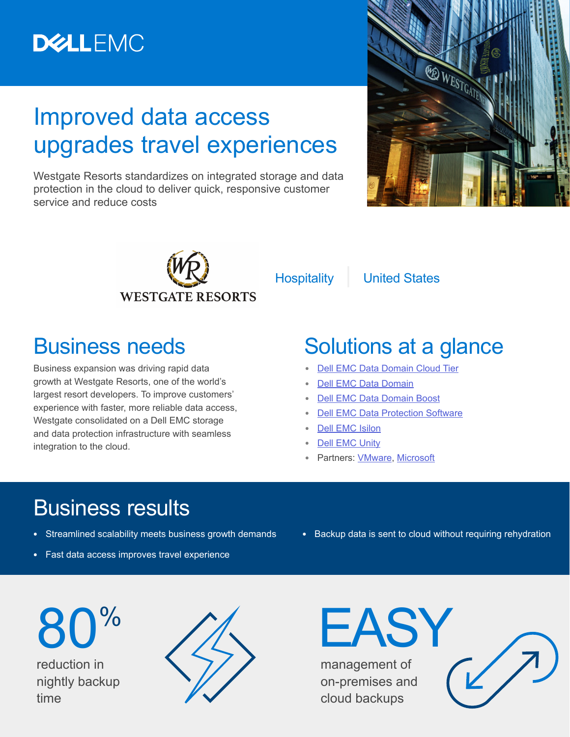DELL EMC

# Improved data access upgrades travel experiences

Westgate Resorts standardizes on integrated storage and data protection in the cloud to deliver quick, responsive customer service and reduce costs

WESTGATE RESORTS

Hospitality | United States

## Business needs

Business expansion was driving rapid data growth at Westgate Resorts, one of the world's largest resort developers. To improve customers' experience with faster, more reliable data access, Westgate consolidated on a Dell EMC storage and data protection infrastructure with seamless integration to the cloud.

## Solutions at a glance

- Dell EMC Data Domain Cloud Tier
- Dell EMC Data Domain
- Dell EMC Data Domain Boost
- Dell EMC Data Protection Software
- Dell EMC Isilon
- Dell EMC Unity
- Partners: VMware, Microsoft

## Business results

- Streamlined scalability meets business growth demands
- Fast data access improves travel experience
- Backup data is sent to cloud without requiring rehydration

**80%** reduction in nightly backup time

**EASY** management of on-premises and cloud backups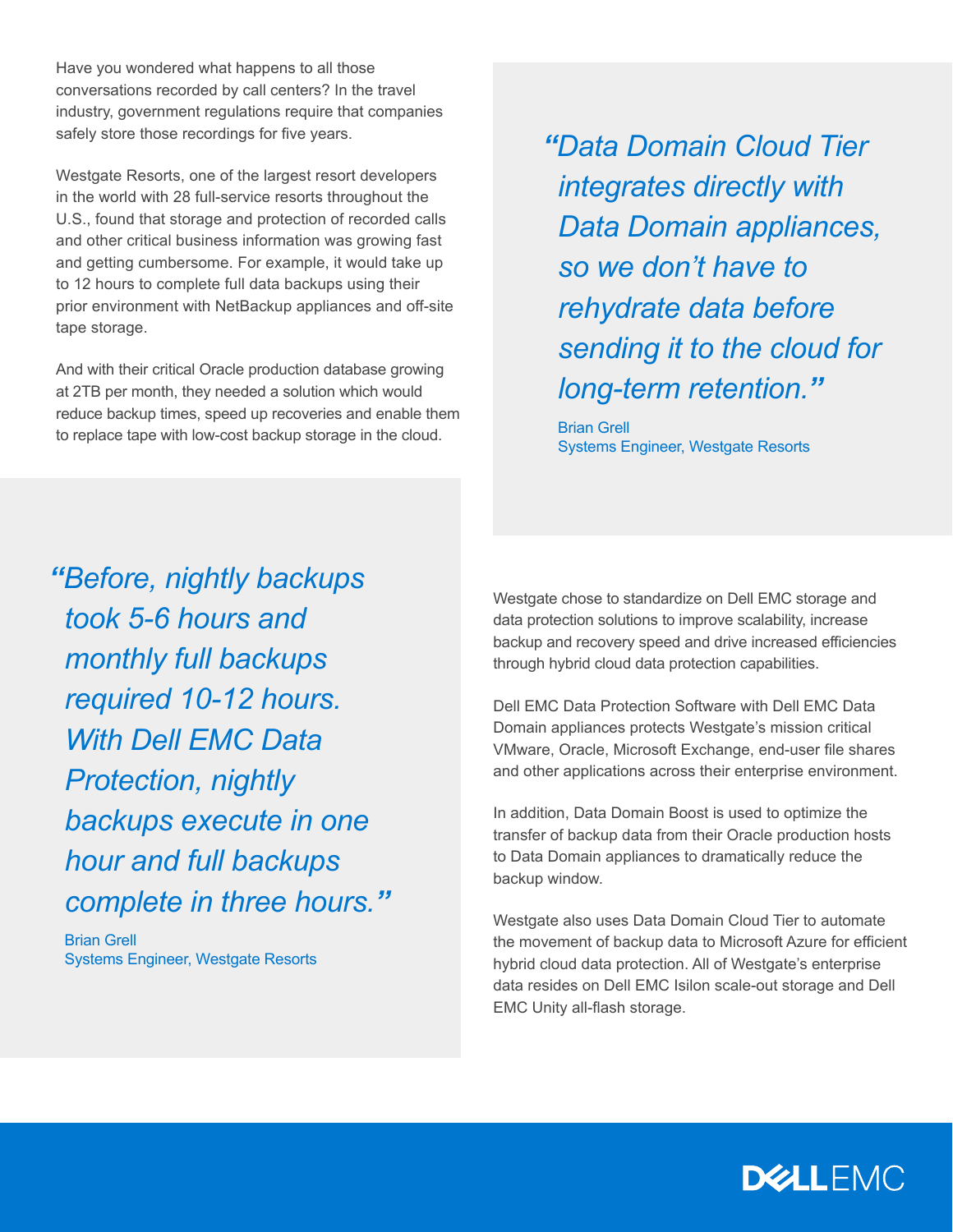Have you wondered what happens to all those conversations recorded by call centers? In the travel industry, government regulations require that companies safely store those recordings for five years.

Westgate Resorts, one of the largest resort developers in the world with 28 full-service resorts throughout the U.S., found that storage and protection of recorded calls and other critical business information was growing fast and getting cumbersome. For example, it would take up to 12 hours to complete full data backups using their prior environment with NetBackup appliances and off-site tape storage.

And with their critical Oracle production database growing at 2TB per month, they needed a solution which would reduce backup times, speed up recoveries and enable them to replace tape with low-cost backup storage in the cloud.

> *"Before, nightly backups took 5-6 hours and monthly full backups required 10-12 hours. With Dell EMC Data Protection, nightly backups execute in one hour and full backups complete in three hours."*
>
> Brian Grell
> Systems Engineer, Westgate Resorts

> *"Data Domain Cloud Tier integrates directly with Data Domain appliances, so we don't have to rehydrate data before sending it to the cloud for long-term retention."*
>
> Brian Grell
> Systems Engineer, Westgate Resorts

Westgate chose to standardize on Dell EMC storage and data protection solutions to improve scalability, increase backup and recovery speed and drive increased efficiencies through hybrid cloud data protection capabilities.

Dell EMC Data Protection Software with Dell EMC Data Domain appliances protects Westgate's mission critical VMware, Oracle, Microsoft Exchange, end-user file shares and other applications across their enterprise environment.

In addition, Data Domain Boost is used to optimize the transfer of backup data from their Oracle production hosts to Data Domain appliances to dramatically reduce the backup window.

Westgate also uses Data Domain Cloud Tier to automate the movement of backup data to Microsoft Azure for efficient hybrid cloud data protection. All of Westgate's enterprise data resides on Dell EMC Isilon scale-out storage and Dell EMC Unity all-flash storage.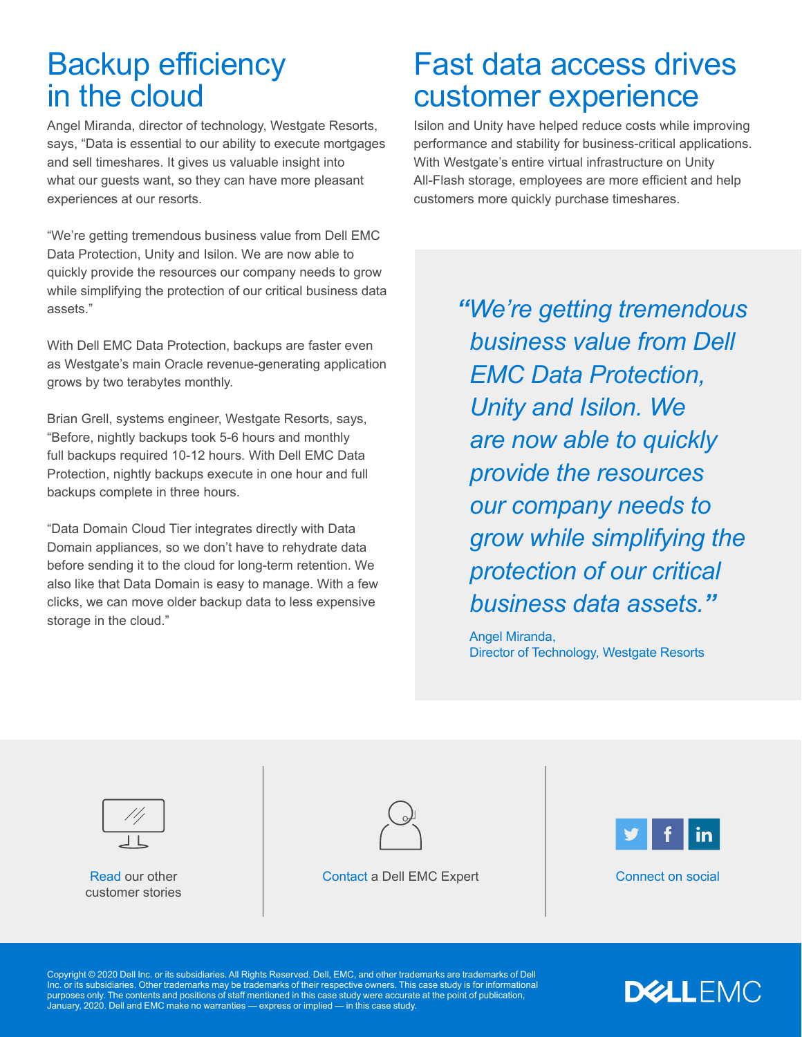## Backup efficiency in the cloud

Angel Miranda, director of technology, Westgate Resorts, says, “Data is essential to our ability to execute mortgages and sell timeshares. It gives us valuable insight into what our guests want, so they can have more pleasant experiences at our resorts.

“We’re getting tremendous business value from Dell EMC Data Protection, Unity and Isilon. We are now able to quickly provide the resources our company needs to grow while simplifying the protection of our critical business data assets.”

With Dell EMC Data Protection, backups are faster even as Westgate’s main Oracle revenue-generating application grows by two terabytes monthly.

Brian Grell, systems engineer, Westgate Resorts, says, “Before, nightly backups took 5-6 hours and monthly full backups required 10-12 hours. With Dell EMC Data Protection, nightly backups execute in one hour and full backups complete in three hours.

“Data Domain Cloud Tier integrates directly with Data Domain appliances, so we don’t have to rehydrate data before sending it to the cloud for long-term retention. We also like that Data Domain is easy to manage. With a few clicks, we can move older backup data to less expensive storage in the cloud.”

## Fast data access drives customer experience

Isilon and Unity have helped reduce costs while improving performance and stability for business-critical applications. With Westgate’s entire virtual infrastructure on Unity All-Flash storage, employees are more efficient and help customers more quickly purchase timeshares.

> *“We’re getting tremendous business value from Dell EMC Data Protection, Unity and Isilon. We are now able to quickly provide the resources our company needs to grow while simplifying the protection of our critical business data assets.”*
>
> Angel Miranda,
> Director of Technology, Westgate Resorts

Read our other customer stories

Contact a Dell EMC Expert

Connect on social

Copyright © 2020 Dell Inc. or its subsidiaries. All Rights Reserved. Dell, EMC, and other trademarks are trademarks of Dell Inc. or its subsidiaries. Other trademarks may be trademarks of their respective owners. This case study is for informational purposes only. The contents and positions of staff mentioned in this case study were accurate at the point of publication, January, 2020. Dell and EMC make no warranties — express or implied — in this case study.

DELL EMC